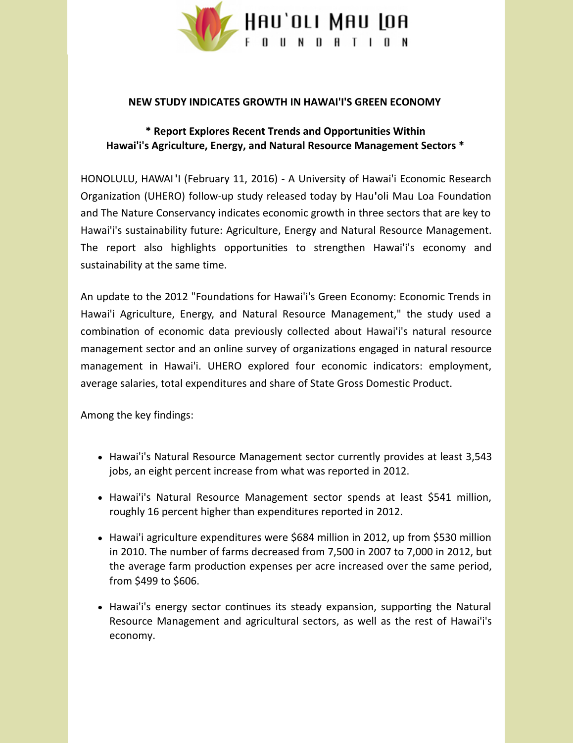# Hau'oli Mau Loa Foundation

**NEW STUDY INDICATES GROWTH IN HAWAI'I'S GREEN ECONOMY**

**\* Report Explores Recent Trends and Opportunities Within Hawai'i's Agriculture, Energy, and Natural Resource Management Sectors \***

HONOLULU, HAWAI'I (February 11, 2016) - A University of Hawai'i Economic Research Organization (UHERO) follow-up study released today by Hau'oli Mau Loa Foundation and The Nature Conservancy indicates economic growth in three sectors that are key to Hawai'i's sustainability future: Agriculture, Energy and Natural Resource Management. The report also highlights opportunities to strengthen Hawai'i's economy and sustainability at the same time.

An update to the 2012 "Foundations for Hawai'i's Green Economy: Economic Trends in Hawai'i Agriculture, Energy, and Natural Resource Management," the study used a combination of economic data previously collected about Hawai'i's natural resource management sector and an online survey of organizations engaged in natural resource management in Hawai'i. UHERO explored four economic indicators: employment, average salaries, total expenditures and share of State Gross Domestic Product.

Among the key findings:

- Hawai'i's Natural Resource Management sector currently provides at least 3,543 jobs, an eight percent increase from what was reported in 2012.
- Hawai'i's Natural Resource Management sector spends at least $541 million, roughly 16 percent higher than expenditures reported in 2012.
- Hawai'i agriculture expenditures were $684 million in 2012, up from $530 million in 2010. The number of farms decreased from 7,500 in 2007 to 7,000 in 2012, but the average farm production expenses per acre increased over the same period, from $499 to $606.
- Hawai'i's energy sector continues its steady expansion, supporting the Natural Resource Management and agricultural sectors, as well as the rest of Hawai'i's economy.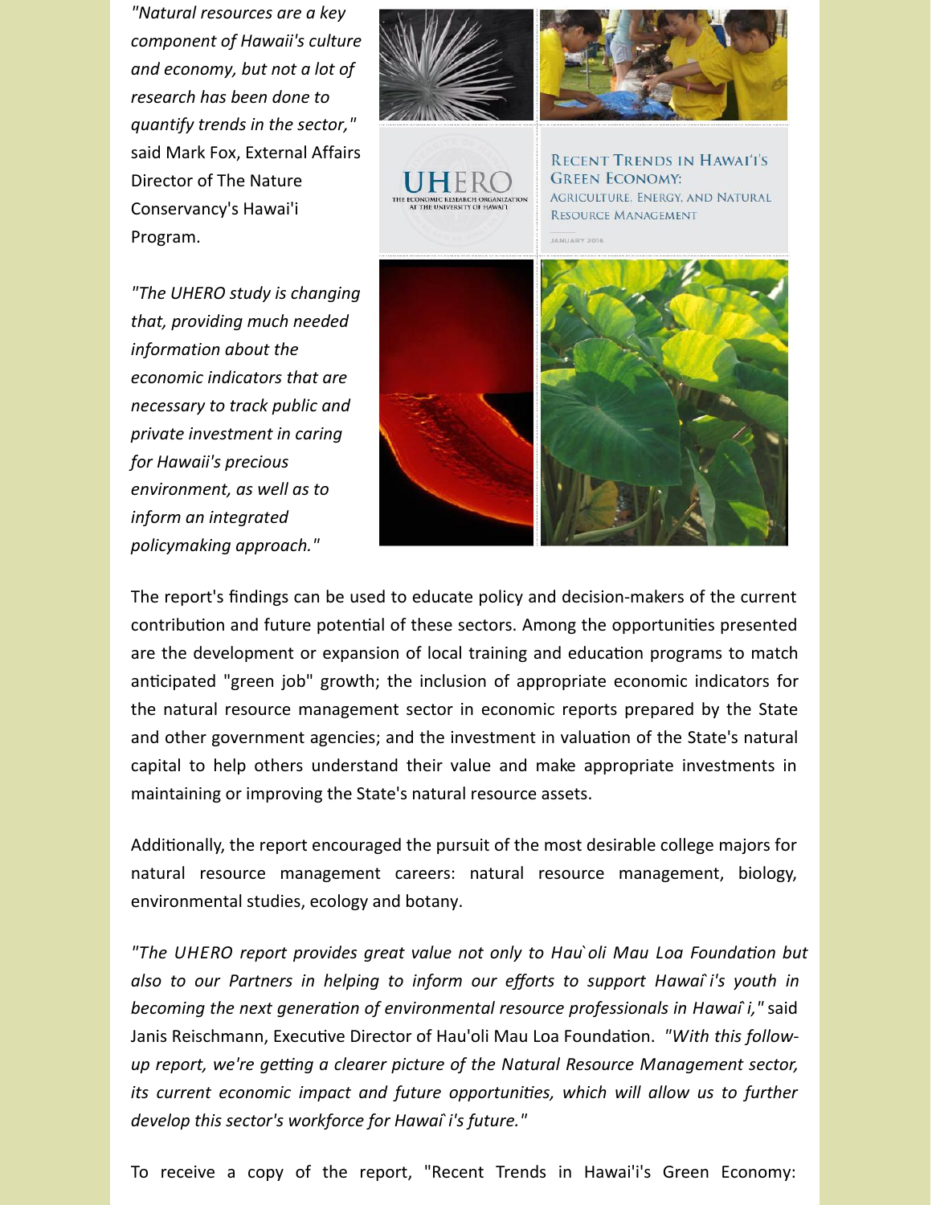*"Natural resources are a key component of Hawaii's culture and economy, but not a lot of research has been done to quantify trends in the sector,"* said Mark Fox, External Affairs Director of The Nature Conservancy's Hawai'i Program.

*"The UHERO study is changing that, providing much needed information about the economic indicators that are necessary to track public and private investment in caring for Hawaii's precious environment, as well as to inform an integrated policymaking approach."*

The report's findings can be used to educate policy and decision-makers of the current contribution and future potential of these sectors. Among the opportunities presented are the development or expansion of local training and education programs to match anticipated "green job" growth; the inclusion of appropriate economic indicators for the natural resource management sector in economic reports prepared by the State and other government agencies; and the investment in valuation of the State's natural capital to help others understand their value and make appropriate investments in maintaining or improving the State's natural resource assets.

Additionally, the report encouraged the pursuit of the most desirable college majors for natural resource management careers: natural resource management, biology, environmental studies, ecology and botany.

*"The UHERO report provides great value not only to Hau`oli Mau Loa Foundation but also to our Partners in helping to inform our efforts to support Hawaiʻi's youth in becoming the next generation of environmental resource professionals in Hawaiʻi,"* said Janis Reischmann, Executive Director of Hau'oli Mau Loa Foundation. *"With this follow-up report, we're getting a clearer picture of the Natural Resource Management sector, its current economic impact and future opportunities, which will allow us to further develop this sector's workforce for Hawaiʻi's future."*

To receive a copy of the report, "Recent Trends in Hawai'i's Green Economy: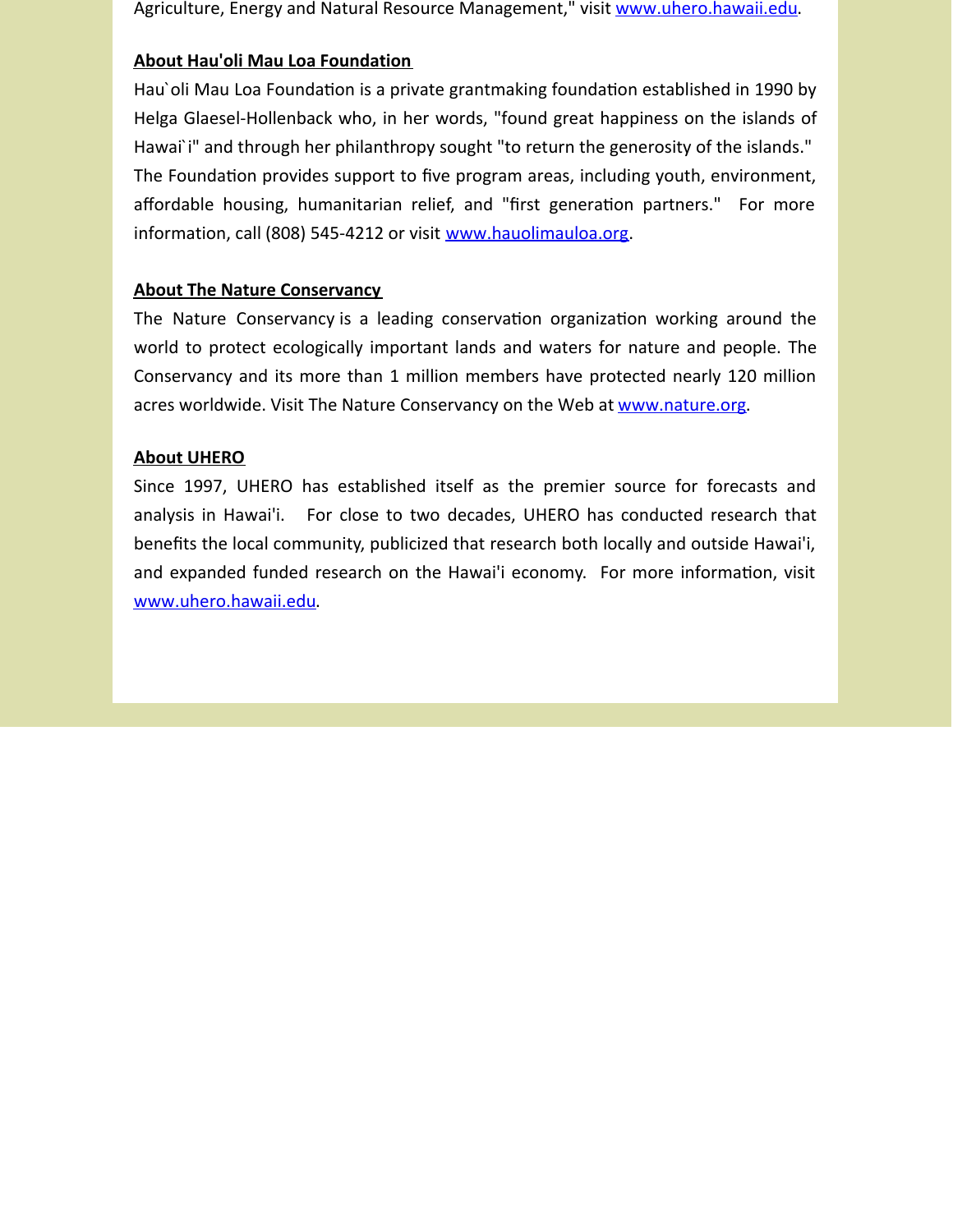Agriculture, Energy and Natural Resource Management," visit www.uhero.hawaii.edu.

**About Hau'oli Mau Loa Foundation**

Hau`oli Mau Loa Foundation is a private grantmaking foundation established in 1990 by Helga Glaesel-Hollenback who, in her words, "found great happiness on the islands of Hawai`i" and through her philanthropy sought "to return the generosity of the islands." The Foundation provides support to five program areas, including youth, environment, affordable housing, humanitarian relief, and "first generation partners." For more information, call (808) 545-4212 or visit www.hauolimauloa.org.

**About The Nature Conservancy**

The Nature Conservancy is a leading conservation organization working around the world to protect ecologically important lands and waters for nature and people. The Conservancy and its more than 1 million members have protected nearly 120 million acres worldwide. Visit The Nature Conservancy on the Web at www.nature.org.

**About UHERO**

Since 1997, UHERO has established itself as the premier source for forecasts and analysis in Hawai'i. For close to two decades, UHERO has conducted research that benefits the local community, publicized that research both locally and outside Hawai'i, and expanded funded research on the Hawai'i economy. For more information, visit www.uhero.hawaii.edu.